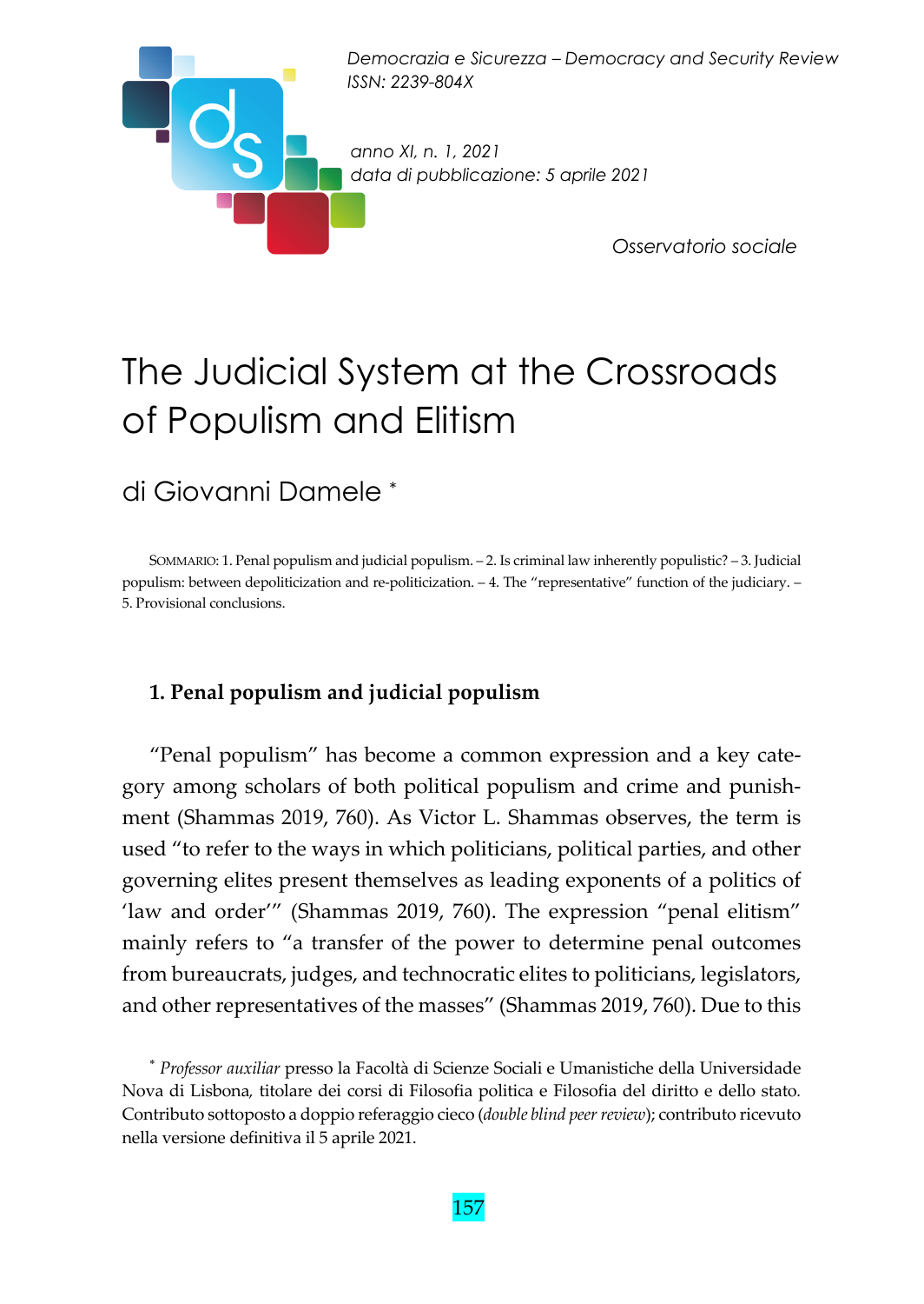*Democrazia e Sicurezza – Democracy and Security Review*
*ISSN: 2239-804X*

*anno XI, n. 1, 2021*
*data di pubblicazione: 5 aprile 2021*

*Osservatorio sociale*

# The Judicial System at the Crossroads of Populism and Elitism

## di Giovanni Damele *

SOMMARIO: 1. Penal populism and judicial populism. – 2. Is criminal law inherently populistic? – 3. Judicial populism: between depoliticization and re-politicization. – 4. The "representative" function of the judiciary. – 5. Provisional conclusions.

### 1. Penal populism and judicial populism

"Penal populism" has become a common expression and a key category among scholars of both political populism and crime and punishment (Shammas 2019, 760). As Victor L. Shammas observes, the term is used "to refer to the ways in which politicians, political parties, and other governing elites present themselves as leading exponents of a politics of 'law and order'" (Shammas 2019, 760). The expression "penal elitism" mainly refers to "a transfer of the power to determine penal outcomes from bureaucrats, judges, and technocratic elites to politicians, legislators, and other representatives of the masses" (Shammas 2019, 760). Due to this

---

* *Professor auxiliar* presso la Facoltà di Scienze Sociali e Umanistiche della Universidade Nova di Lisbona, titolare dei corsi di Filosofia politica e Filosofia del diritto e dello stato. Contributo sottoposto a doppio referaggio cieco (*double blind peer review*); contributo ricevuto nella versione definitiva il 5 aprile 2021.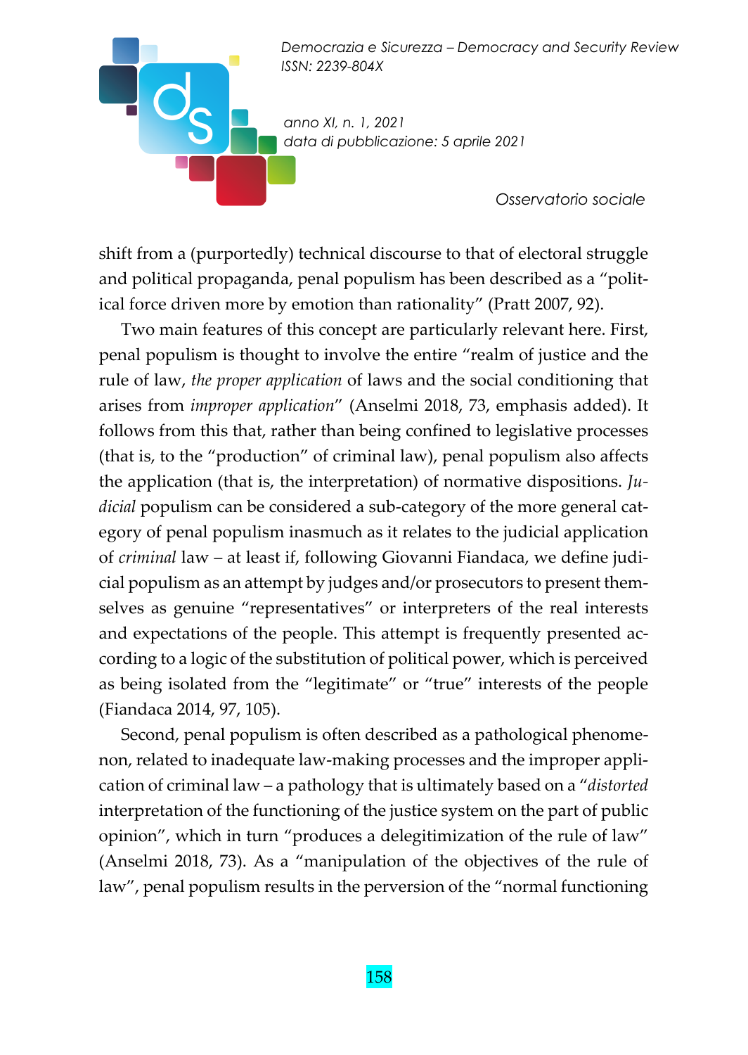shift from a (purportedly) technical discourse to that of electoral struggle and political propaganda, penal populism has been described as a "political force driven more by emotion than rationality" (Pratt 2007, 92).

Two main features of this concept are particularly relevant here. First, penal populism is thought to involve the entire "realm of justice and the rule of law, *the proper application* of laws and the social conditioning that arises from *improper application*" (Anselmi 2018, 73, emphasis added). It follows from this that, rather than being confined to legislative processes (that is, to the "production" of criminal law), penal populism also affects the application (that is, the interpretation) of normative dispositions. *Judicial* populism can be considered a sub-category of the more general category of penal populism inasmuch as it relates to the judicial application of *criminal* law – at least if, following Giovanni Fiandaca, we define judicial populism as an attempt by judges and/or prosecutors to present themselves as genuine "representatives" or interpreters of the real interests and expectations of the people. This attempt is frequently presented according to a logic of the substitution of political power, which is perceived as being isolated from the "legitimate" or "true" interests of the people (Fiandaca 2014, 97, 105).

Second, penal populism is often described as a pathological phenomenon, related to inadequate law-making processes and the improper application of criminal law – a pathology that is ultimately based on a "*distorted* interpretation of the functioning of the justice system on the part of public opinion", which in turn "produces a delegitimization of the rule of law" (Anselmi 2018, 73). As a "manipulation of the objectives of the rule of law", penal populism results in the perversion of the "normal functioning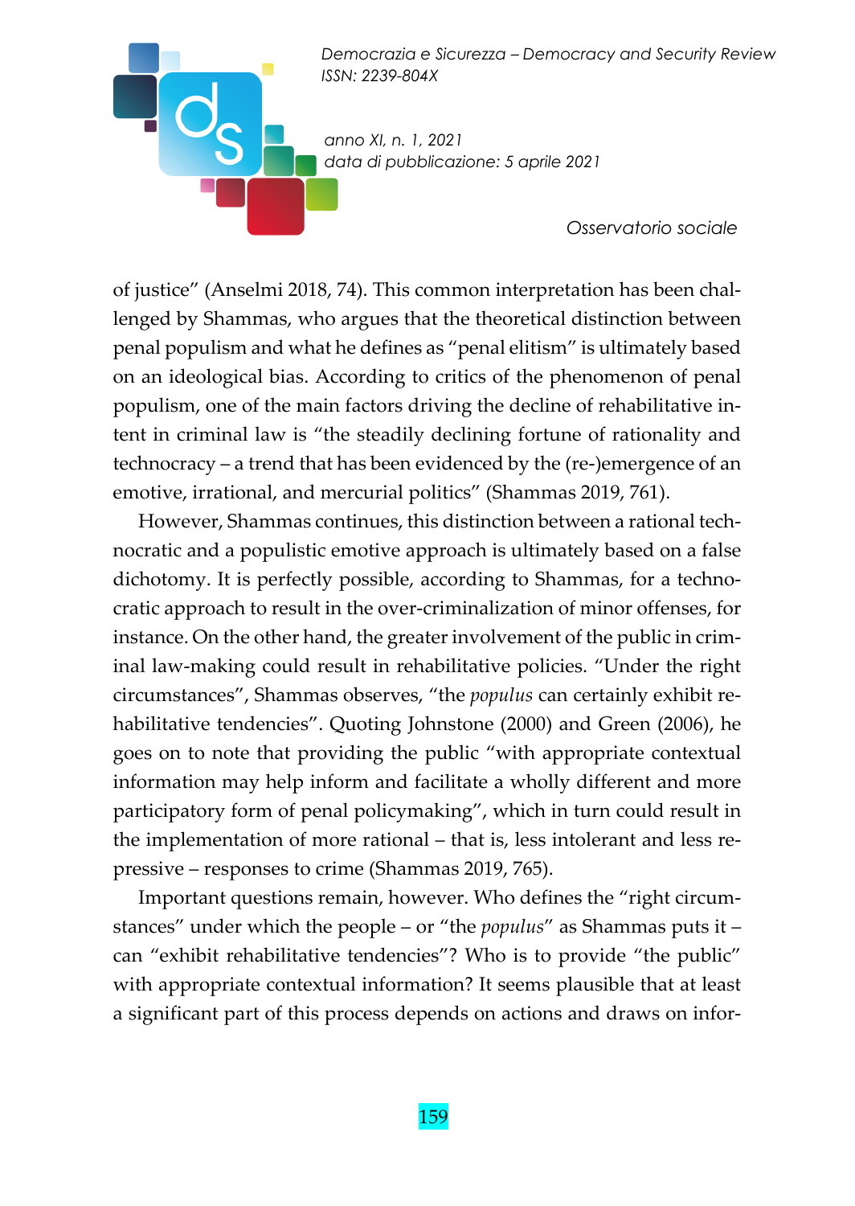of justice" (Anselmi 2018, 74). This common interpretation has been challenged by Shammas, who argues that the theoretical distinction between penal populism and what he defines as "penal elitism" is ultimately based on an ideological bias. According to critics of the phenomenon of penal populism, one of the main factors driving the decline of rehabilitative intent in criminal law is "the steadily declining fortune of rationality and technocracy – a trend that has been evidenced by the (re-)emergence of an emotive, irrational, and mercurial politics" (Shammas 2019, 761).

However, Shammas continues, this distinction between a rational technocratic and a populistic emotive approach is ultimately based on a false dichotomy. It is perfectly possible, according to Shammas, for a technocratic approach to result in the over-criminalization of minor offenses, for instance. On the other hand, the greater involvement of the public in criminal law-making could result in rehabilitative policies. "Under the right circumstances", Shammas observes, "the *populus* can certainly exhibit rehabilitative tendencies". Quoting Johnstone (2000) and Green (2006), he goes on to note that providing the public "with appropriate contextual information may help inform and facilitate a wholly different and more participatory form of penal policymaking", which in turn could result in the implementation of more rational – that is, less intolerant and less repressive – responses to crime (Shammas 2019, 765).

Important questions remain, however. Who defines the "right circumstances" under which the people – or "the *populus*" as Shammas puts it – can "exhibit rehabilitative tendencies"? Who is to provide "the public" with appropriate contextual information? It seems plausible that at least a significant part of this process depends on actions and draws on infor-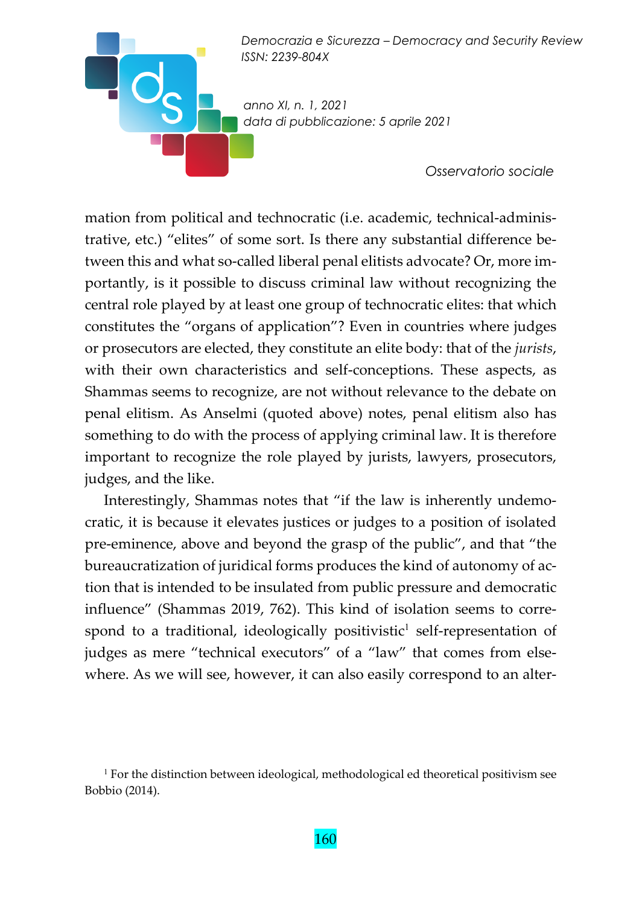mation from political and technocratic (i.e. academic, technical-administrative, etc.) "elites" of some sort. Is there any substantial difference between this and what so-called liberal penal elitists advocate? Or, more importantly, is it possible to discuss criminal law without recognizing the central role played by at least one group of technocratic elites: that which constitutes the "organs of application"? Even in countries where judges or prosecutors are elected, they constitute an elite body: that of the *jurists*, with their own characteristics and self-conceptions. These aspects, as Shammas seems to recognize, are not without relevance to the debate on penal elitism. As Anselmi (quoted above) notes, penal elitism also has something to do with the process of applying criminal law. It is therefore important to recognize the role played by jurists, lawyers, prosecutors, judges, and the like.

Interestingly, Shammas notes that "if the law is inherently undemocratic, it is because it elevates justices or judges to a position of isolated pre-eminence, above and beyond the grasp of the public", and that "the bureaucratization of juridical forms produces the kind of autonomy of action that is intended to be insulated from public pressure and democratic influence" (Shammas 2019, 762). This kind of isolation seems to correspond to a traditional, ideologically positivistic[1] self-representation of judges as mere "technical executors" of a "law" that comes from elsewhere. As we will see, however, it can also easily correspond to an alter-

[1] For the distinction between ideological, methodological ed theoretical positivism see Bobbio (2014).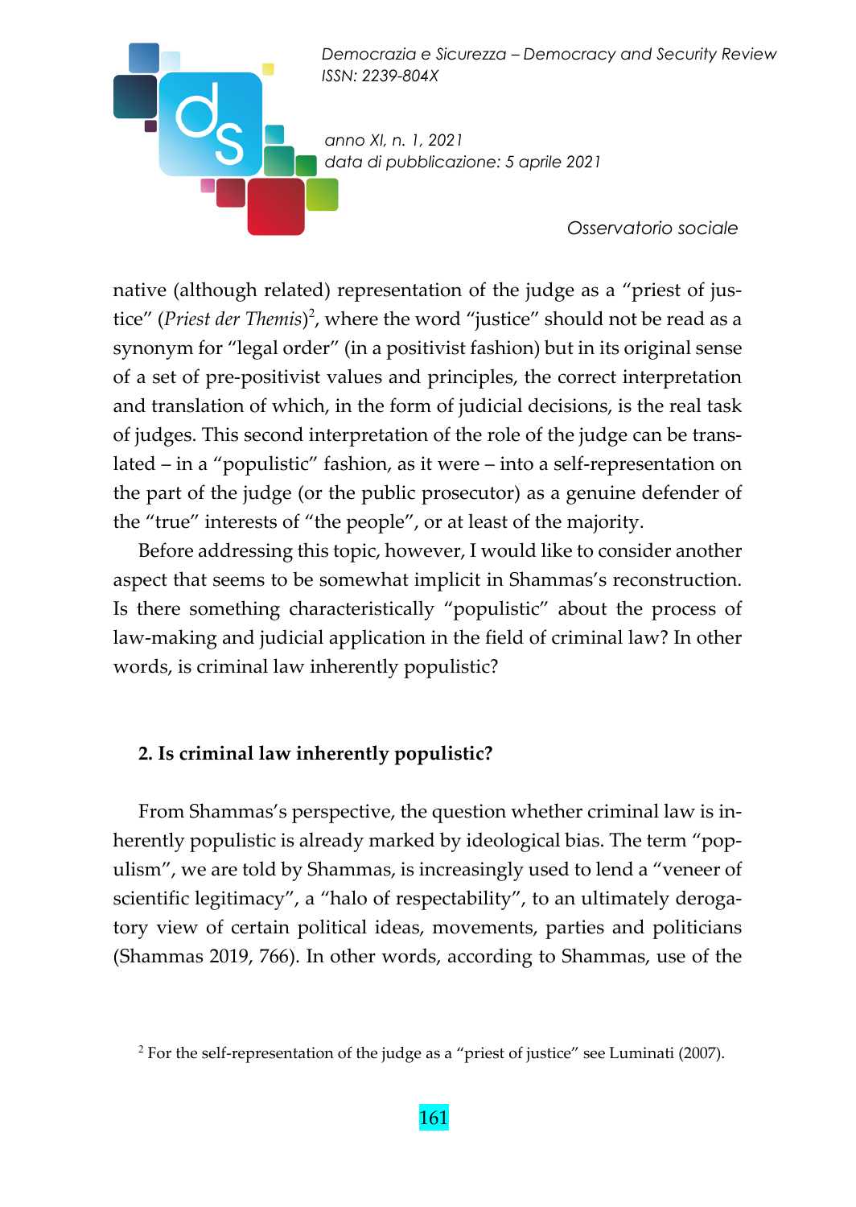native (although related) representation of the judge as a "priest of justice" (*Priest der Themis*)[2], where the word "justice" should not be read as a synonym for "legal order" (in a positivist fashion) but in its original sense of a set of pre-positivist values and principles, the correct interpretation and translation of which, in the form of judicial decisions, is the real task of judges. This second interpretation of the role of the judge can be translated – in a "populistic" fashion, as it were – into a self-representation on the part of the judge (or the public prosecutor) as a genuine defender of the "true" interests of "the people", or at least of the majority.

Before addressing this topic, however, I would like to consider another aspect that seems to be somewhat implicit in Shammas's reconstruction. Is there something characteristically "populistic" about the process of law-making and judicial application in the field of criminal law? In other words, is criminal law inherently populistic?

## 2. Is criminal law inherently populistic?

From Shammas's perspective, the question whether criminal law is inherently populistic is already marked by ideological bias. The term "populism", we are told by Shammas, is increasingly used to lend a "veneer of scientific legitimacy", a "halo of respectability", to an ultimately derogatory view of certain political ideas, movements, parties and politicians (Shammas 2019, 766). In other words, according to Shammas, use of the

[2] For the self-representation of the judge as a "priest of justice" see Luminati (2007).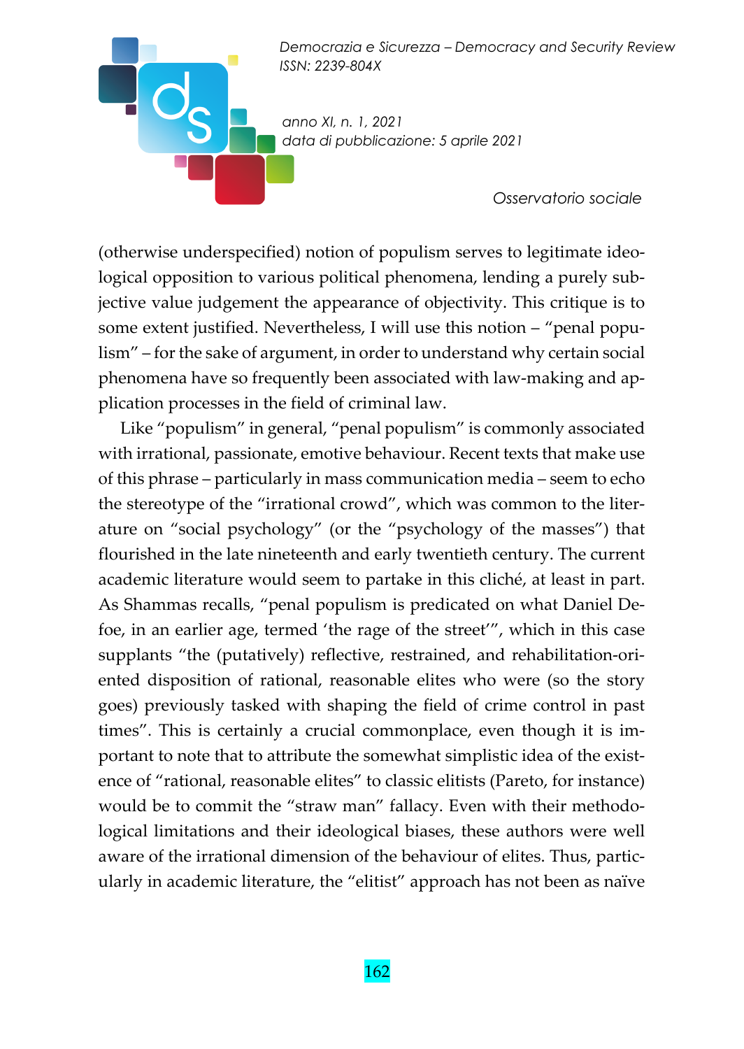(otherwise underspecified) notion of populism serves to legitimate ideological opposition to various political phenomena, lending a purely subjective value judgement the appearance of objectivity. This critique is to some extent justified. Nevertheless, I will use this notion – "penal populism" – for the sake of argument, in order to understand why certain social phenomena have so frequently been associated with law-making and application processes in the field of criminal law.

Like "populism" in general, "penal populism" is commonly associated with irrational, passionate, emotive behaviour. Recent texts that make use of this phrase – particularly in mass communication media – seem to echo the stereotype of the "irrational crowd", which was common to the literature on "social psychology" (or the "psychology of the masses") that flourished in the late nineteenth and early twentieth century. The current academic literature would seem to partake in this cliché, at least in part. As Shammas recalls, "penal populism is predicated on what Daniel Defoe, in an earlier age, termed 'the rage of the street'", which in this case supplants "the (putatively) reflective, restrained, and rehabilitation-oriented disposition of rational, reasonable elites who were (so the story goes) previously tasked with shaping the field of crime control in past times". This is certainly a crucial commonplace, even though it is important to note that to attribute the somewhat simplistic idea of the existence of "rational, reasonable elites" to classic elitists (Pareto, for instance) would be to commit the "straw man" fallacy. Even with their methodological limitations and their ideological biases, these authors were well aware of the irrational dimension of the behaviour of elites. Thus, particularly in academic literature, the "elitist" approach has not been as naïve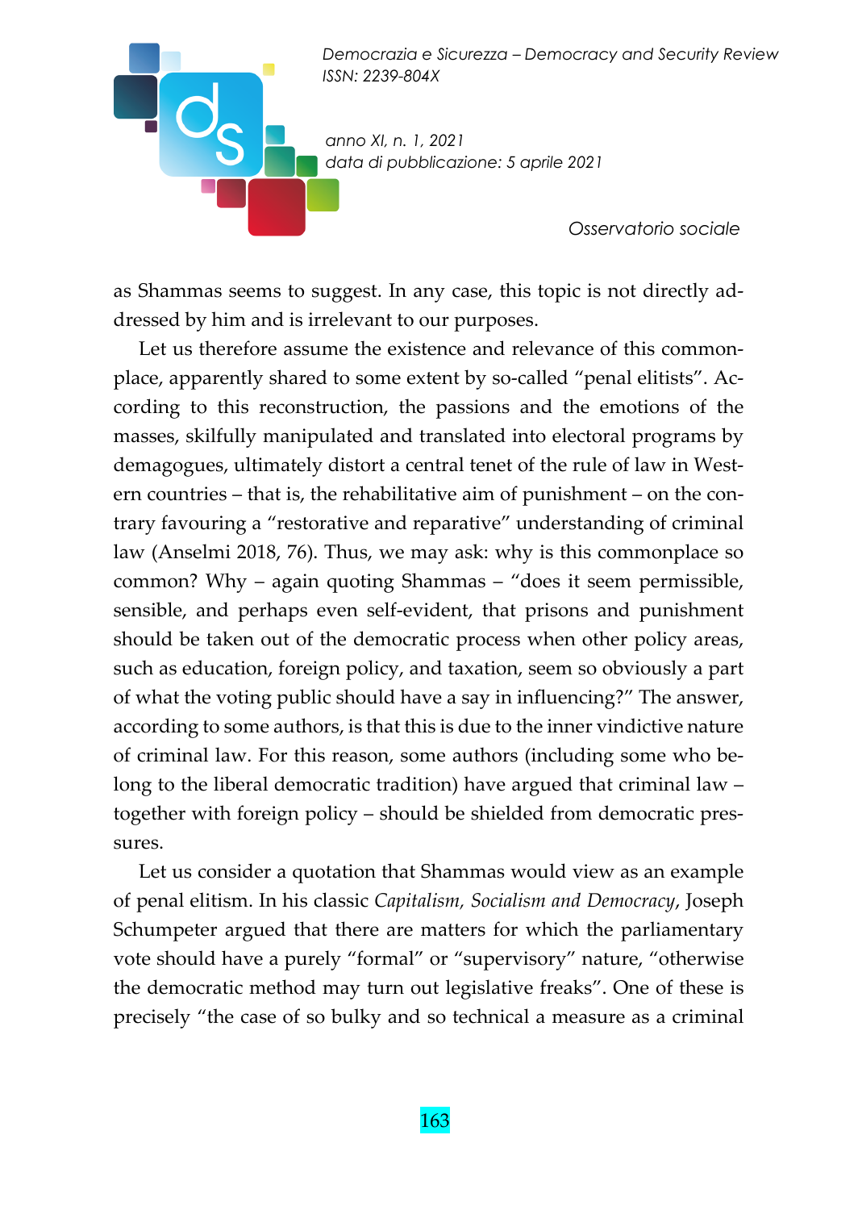as Shammas seems to suggest. In any case, this topic is not directly addressed by him and is irrelevant to our purposes.

Let us therefore assume the existence and relevance of this commonplace, apparently shared to some extent by so-called "penal elitists". According to this reconstruction, the passions and the emotions of the masses, skilfully manipulated and translated into electoral programs by demagogues, ultimately distort a central tenet of the rule of law in Western countries – that is, the rehabilitative aim of punishment – on the contrary favouring a "restorative and reparative" understanding of criminal law (Anselmi 2018, 76). Thus, we may ask: why is this commonplace so common? Why – again quoting Shammas – "does it seem permissible, sensible, and perhaps even self-evident, that prisons and punishment should be taken out of the democratic process when other policy areas, such as education, foreign policy, and taxation, seem so obviously a part of what the voting public should have a say in influencing?" The answer, according to some authors, is that this is due to the inner vindictive nature of criminal law. For this reason, some authors (including some who belong to the liberal democratic tradition) have argued that criminal law – together with foreign policy – should be shielded from democratic pressures.

Let us consider a quotation that Shammas would view as an example of penal elitism. In his classic *Capitalism, Socialism and Democracy*, Joseph Schumpeter argued that there are matters for which the parliamentary vote should have a purely "formal" or "supervisory" nature, "otherwise the democratic method may turn out legislative freaks". One of these is precisely "the case of so bulky and so technical a measure as a criminal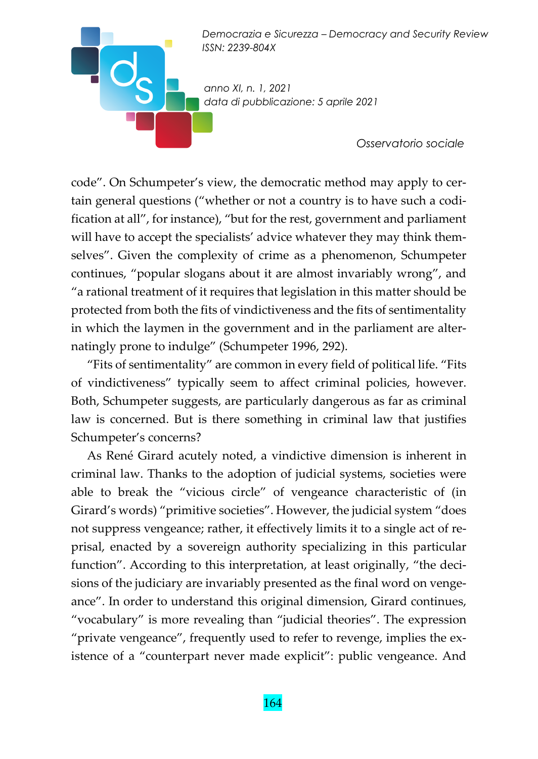code". On Schumpeter's view, the democratic method may apply to certain general questions ("whether or not a country is to have such a codification at all", for instance), "but for the rest, government and parliament will have to accept the specialists' advice whatever they may think themselves". Given the complexity of crime as a phenomenon, Schumpeter continues, "popular slogans about it are almost invariably wrong", and "a rational treatment of it requires that legislation in this matter should be protected from both the fits of vindictiveness and the fits of sentimentality in which the laymen in the government and in the parliament are alternatingly prone to indulge" (Schumpeter 1996, 292).

"Fits of sentimentality" are common in every field of political life. "Fits of vindictiveness" typically seem to affect criminal policies, however. Both, Schumpeter suggests, are particularly dangerous as far as criminal law is concerned. But is there something in criminal law that justifies Schumpeter's concerns?

As René Girard acutely noted, a vindictive dimension is inherent in criminal law. Thanks to the adoption of judicial systems, societies were able to break the "vicious circle" of vengeance characteristic of (in Girard's words) "primitive societies". However, the judicial system "does not suppress vengeance; rather, it effectively limits it to a single act of reprisal, enacted by a sovereign authority specializing in this particular function". According to this interpretation, at least originally, "the decisions of the judiciary are invariably presented as the final word on vengeance". In order to understand this original dimension, Girard continues, "vocabulary" is more revealing than "judicial theories". The expression "private vengeance", frequently used to refer to revenge, implies the existence of a "counterpart never made explicit": public vengeance. And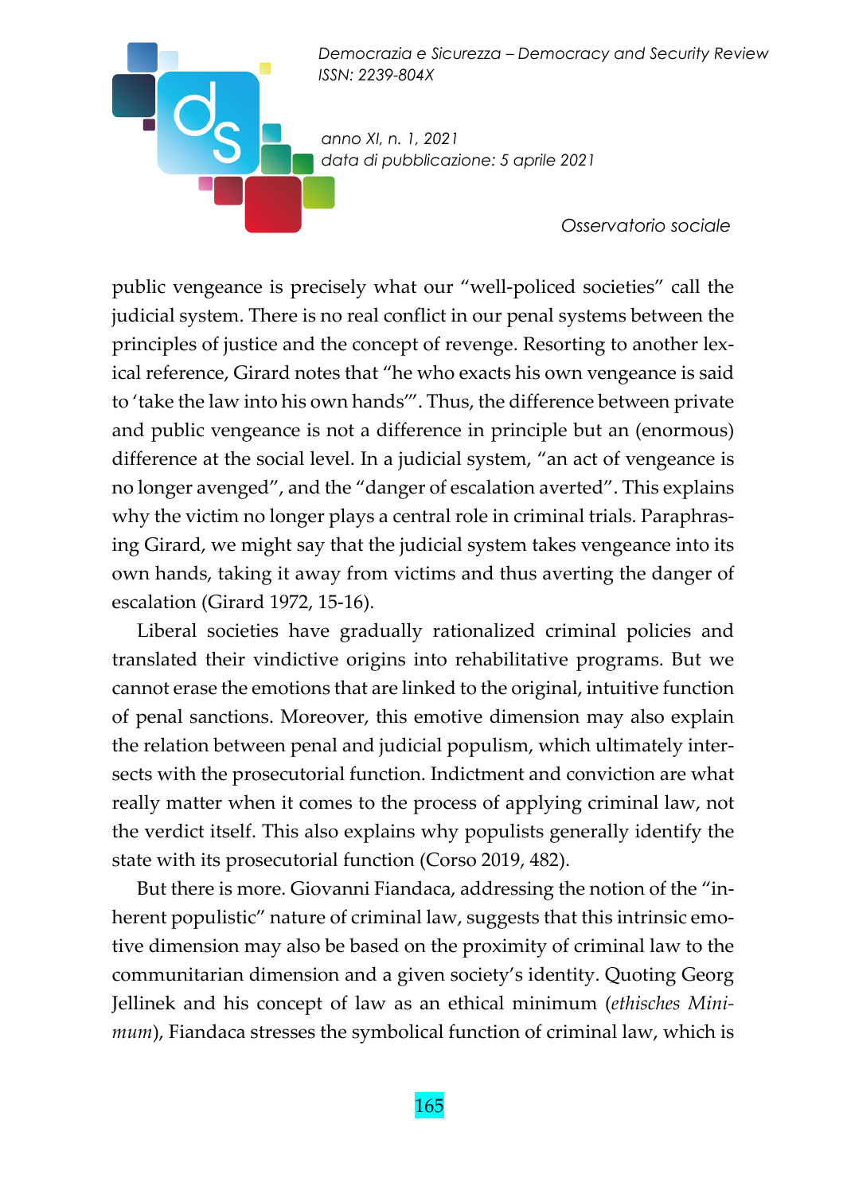public vengeance is precisely what our "well-policed societies" call the judicial system. There is no real conflict in our penal systems between the principles of justice and the concept of revenge. Resorting to another lexical reference, Girard notes that "he who exacts his own vengeance is said to 'take the law into his own hands'". Thus, the difference between private and public vengeance is not a difference in principle but an (enormous) difference at the social level. In a judicial system, "an act of vengeance is no longer avenged", and the "danger of escalation averted". This explains why the victim no longer plays a central role in criminal trials. Paraphrasing Girard, we might say that the judicial system takes vengeance into its own hands, taking it away from victims and thus averting the danger of escalation (Girard 1972, 15-16).

Liberal societies have gradually rationalized criminal policies and translated their vindictive origins into rehabilitative programs. But we cannot erase the emotions that are linked to the original, intuitive function of penal sanctions. Moreover, this emotive dimension may also explain the relation between penal and judicial populism, which ultimately intersects with the prosecutorial function. Indictment and conviction are what really matter when it comes to the process of applying criminal law, not the verdict itself. This also explains why populists generally identify the state with its prosecutorial function (Corso 2019, 482).

But there is more. Giovanni Fiandaca, addressing the notion of the "inherent populistic" nature of criminal law, suggests that this intrinsic emotive dimension may also be based on the proximity of criminal law to the communitarian dimension and a given society's identity. Quoting Georg Jellinek and his concept of law as an ethical minimum (*ethisches Minimum*), Fiandaca stresses the symbolical function of criminal law, which is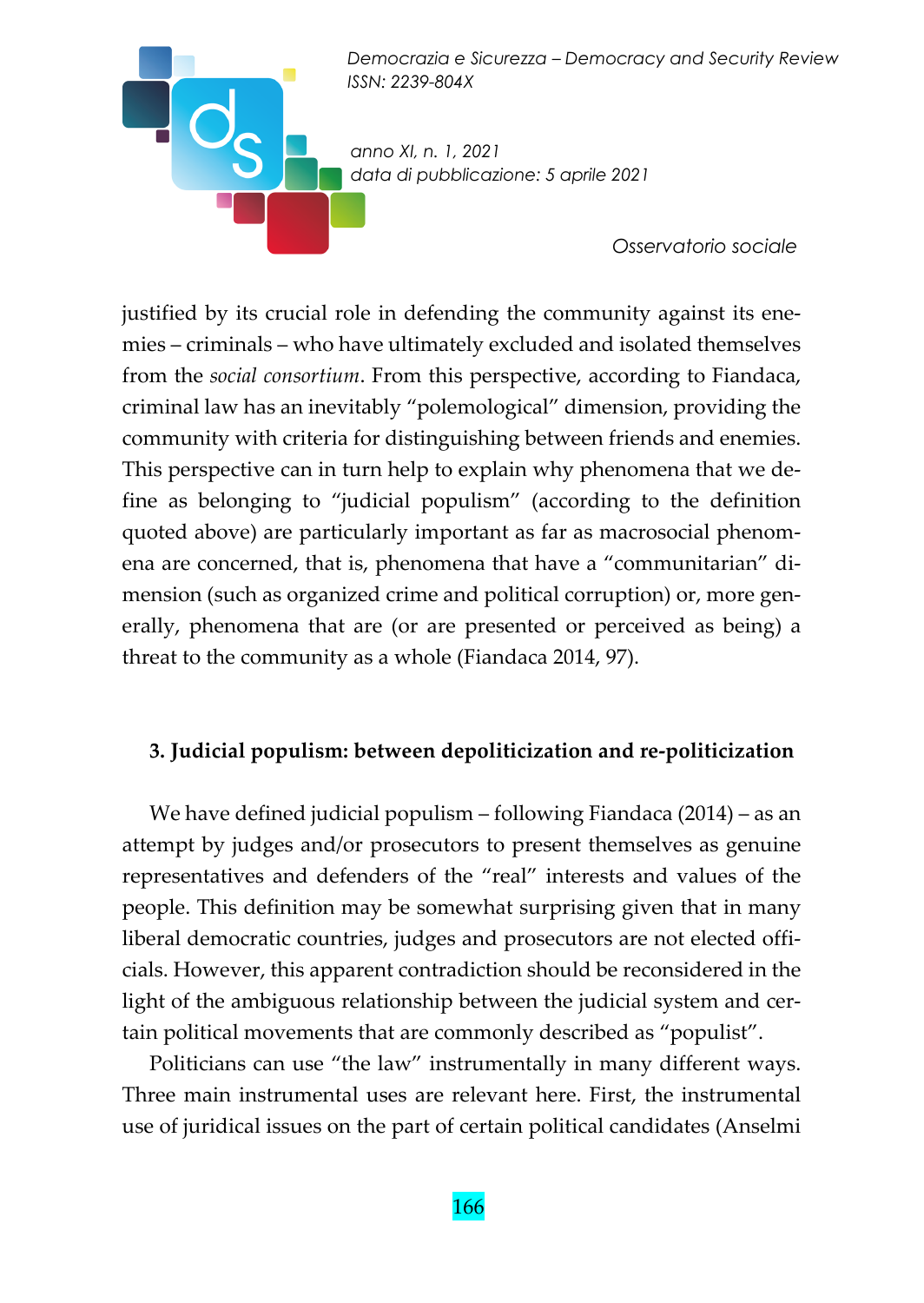justified by its crucial role in defending the community against its enemies – criminals – who have ultimately excluded and isolated themselves from the *social consortium*. From this perspective, according to Fiandaca, criminal law has an inevitably "polemological" dimension, providing the community with criteria for distinguishing between friends and enemies. This perspective can in turn help to explain why phenomena that we define as belonging to "judicial populism" (according to the definition quoted above) are particularly important as far as macrosocial phenomena are concerned, that is, phenomena that have a "communitarian" dimension (such as organized crime and political corruption) or, more generally, phenomena that are (or are presented or perceived as being) a threat to the community as a whole (Fiandaca 2014, 97).

## 3. Judicial populism: between depoliticization and re-politicization

We have defined judicial populism – following Fiandaca (2014) – as an attempt by judges and/or prosecutors to present themselves as genuine representatives and defenders of the "real" interests and values of the people. This definition may be somewhat surprising given that in many liberal democratic countries, judges and prosecutors are not elected officials. However, this apparent contradiction should be reconsidered in the light of the ambiguous relationship between the judicial system and certain political movements that are commonly described as "populist".

Politicians can use "the law" instrumentally in many different ways. Three main instrumental uses are relevant here. First, the instrumental use of juridical issues on the part of certain political candidates (Anselmi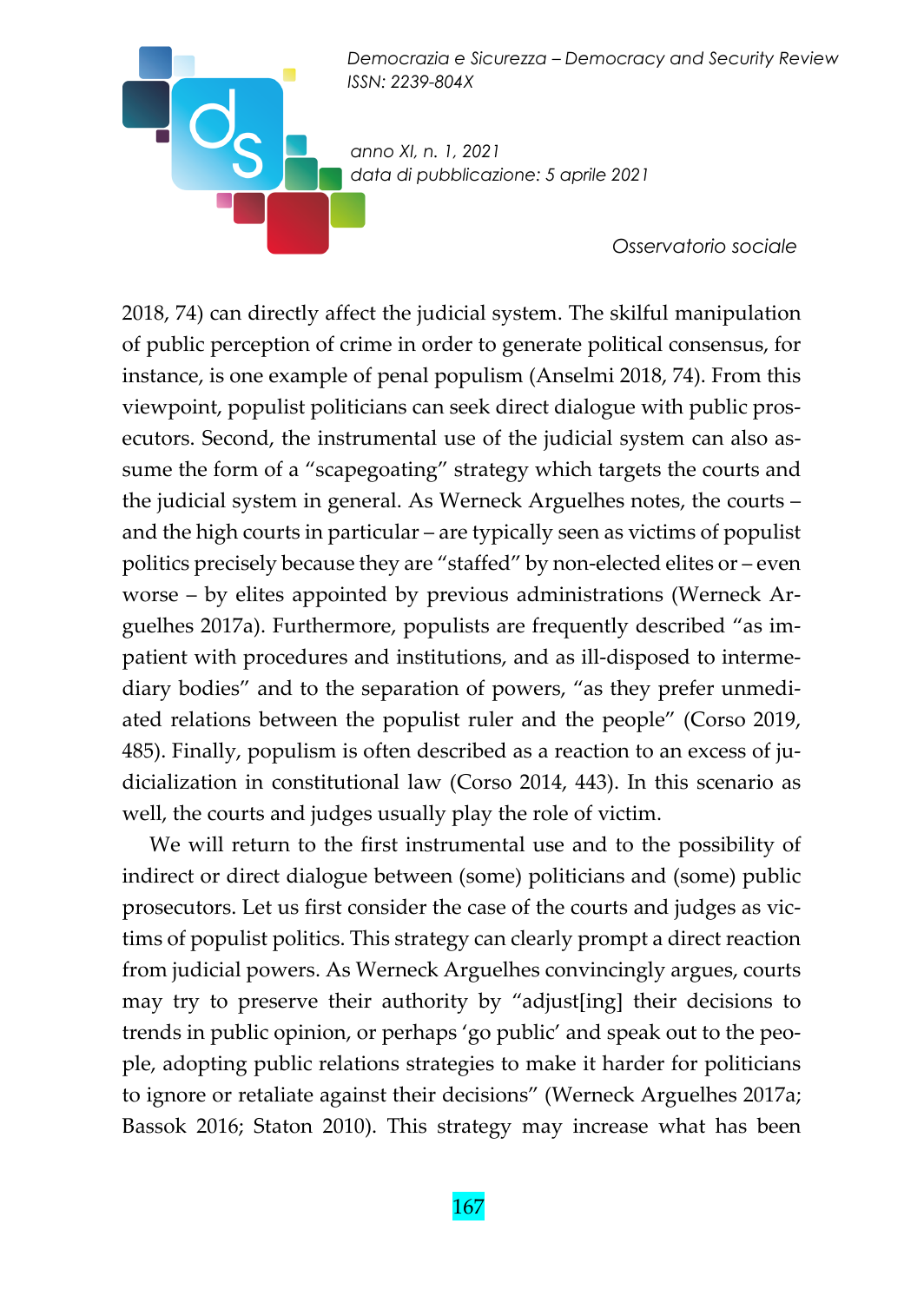2018, 74) can directly affect the judicial system. The skilful manipulation of public perception of crime in order to generate political consensus, for instance, is one example of penal populism (Anselmi 2018, 74). From this viewpoint, populist politicians can seek direct dialogue with public prosecutors. Second, the instrumental use of the judicial system can also assume the form of a "scapegoating" strategy which targets the courts and the judicial system in general. As Werneck Arguelhes notes, the courts – and the high courts in particular – are typically seen as victims of populist politics precisely because they are "staffed" by non-elected elites or – even worse – by elites appointed by previous administrations (Werneck Arguelhes 2017a). Furthermore, populists are frequently described "as impatient with procedures and institutions, and as ill-disposed to intermediary bodies" and to the separation of powers, "as they prefer unmediated relations between the populist ruler and the people" (Corso 2019, 485). Finally, populism is often described as a reaction to an excess of judicialization in constitutional law (Corso 2014, 443). In this scenario as well, the courts and judges usually play the role of victim.

We will return to the first instrumental use and to the possibility of indirect or direct dialogue between (some) politicians and (some) public prosecutors. Let us first consider the case of the courts and judges as victims of populist politics. This strategy can clearly prompt a direct reaction from judicial powers. As Werneck Arguelhes convincingly argues, courts may try to preserve their authority by "adjust[ing] their decisions to trends in public opinion, or perhaps 'go public' and speak out to the people, adopting public relations strategies to make it harder for politicians to ignore or retaliate against their decisions" (Werneck Arguelhes 2017a; Bassok 2016; Staton 2010). This strategy may increase what has been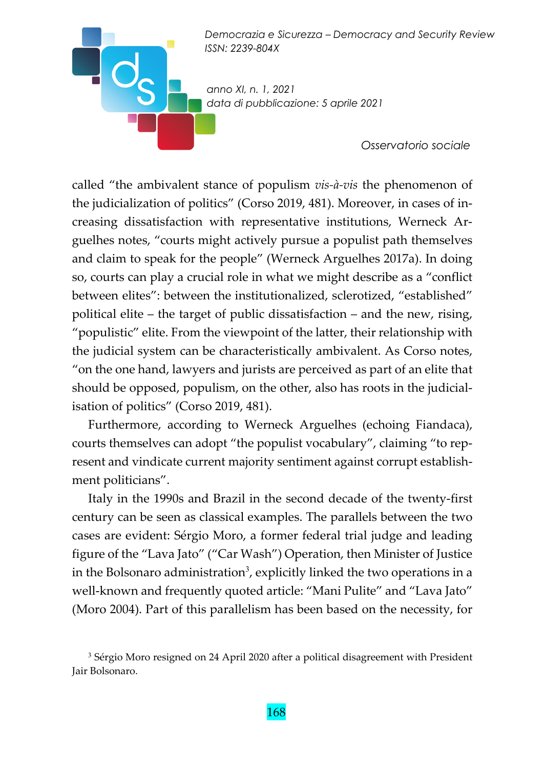called "the ambivalent stance of populism *vis-à-vis* the phenomenon of the judicialization of politics" (Corso 2019, 481). Moreover, in cases of increasing dissatisfaction with representative institutions, Werneck Arguelhes notes, "courts might actively pursue a populist path themselves and claim to speak for the people" (Werneck Arguelhes 2017a). In doing so, courts can play a crucial role in what we might describe as a "conflict between elites": between the institutionalized, sclerotized, "established" political elite – the target of public dissatisfaction – and the new, rising, "populistic" elite. From the viewpoint of the latter, their relationship with the judicial system can be characteristically ambivalent. As Corso notes, "on the one hand, lawyers and jurists are perceived as part of an elite that should be opposed, populism, on the other, also has roots in the judicialisation of politics" (Corso 2019, 481).

Furthermore, according to Werneck Arguelhes (echoing Fiandaca), courts themselves can adopt "the populist vocabulary", claiming "to represent and vindicate current majority sentiment against corrupt establishment politicians".

Italy in the 1990s and Brazil in the second decade of the twenty-first century can be seen as classical examples. The parallels between the two cases are evident: Sérgio Moro, a former federal trial judge and leading figure of the "Lava Jato" ("Car Wash") Operation, then Minister of Justice in the Bolsonaro administration[3], explicitly linked the two operations in a well-known and frequently quoted article: "Mani Pulite" and "Lava Jato" (Moro 2004). Part of this parallelism has been based on the necessity, for

[3] Sérgio Moro resigned on 24 April 2020 after a political disagreement with President Jair Bolsonaro.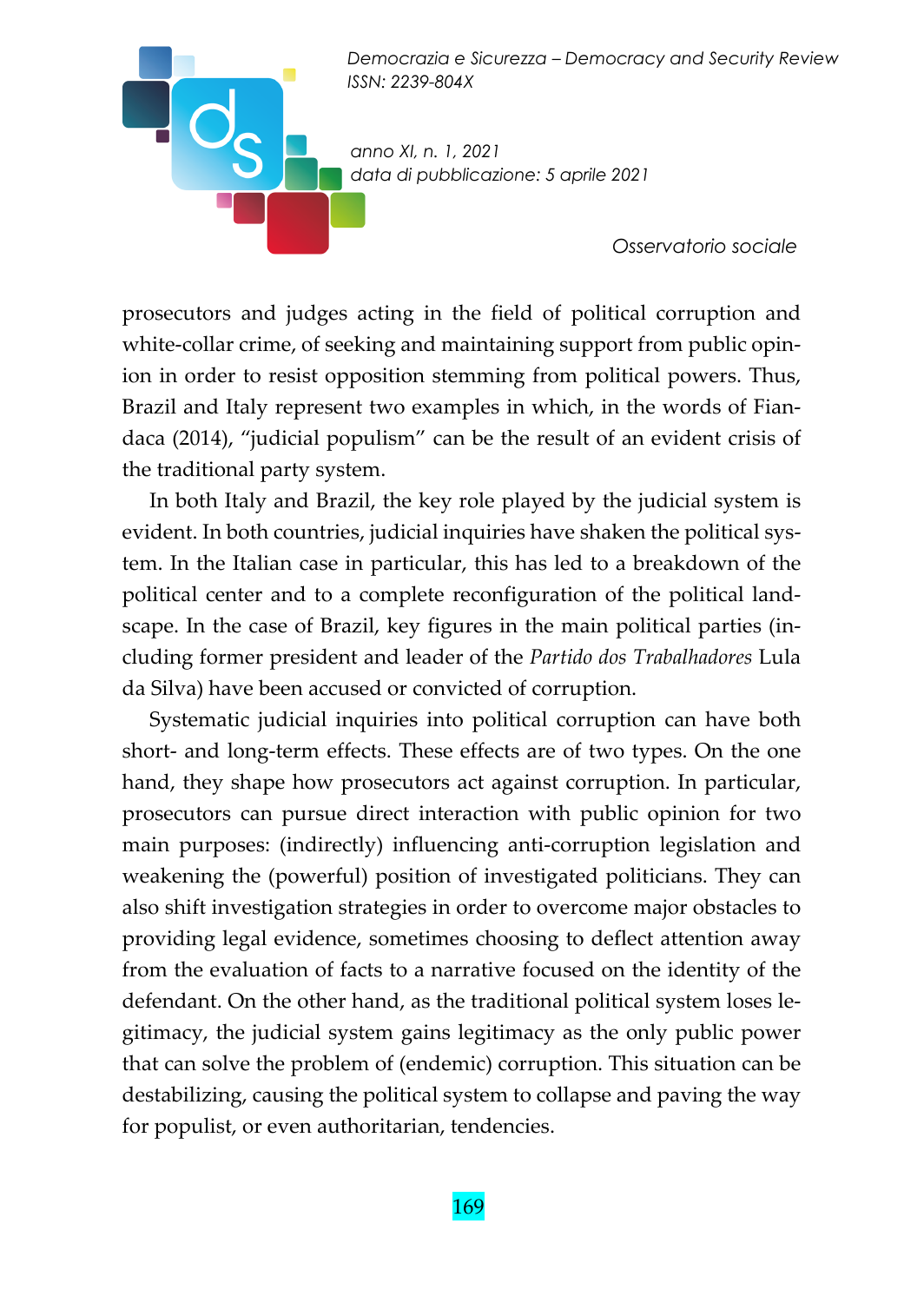prosecutors and judges acting in the field of political corruption and white-collar crime, of seeking and maintaining support from public opinion in order to resist opposition stemming from political powers. Thus, Brazil and Italy represent two examples in which, in the words of Fiandaca (2014), "judicial populism" can be the result of an evident crisis of the traditional party system.

In both Italy and Brazil, the key role played by the judicial system is evident. In both countries, judicial inquiries have shaken the political system. In the Italian case in particular, this has led to a breakdown of the political center and to a complete reconfiguration of the political landscape. In the case of Brazil, key figures in the main political parties (including former president and leader of the *Partido dos Trabalhadores* Lula da Silva) have been accused or convicted of corruption.

Systematic judicial inquiries into political corruption can have both short- and long-term effects. These effects are of two types. On the one hand, they shape how prosecutors act against corruption. In particular, prosecutors can pursue direct interaction with public opinion for two main purposes: (indirectly) influencing anti-corruption legislation and weakening the (powerful) position of investigated politicians. They can also shift investigation strategies in order to overcome major obstacles to providing legal evidence, sometimes choosing to deflect attention away from the evaluation of facts to a narrative focused on the identity of the defendant. On the other hand, as the traditional political system loses legitimacy, the judicial system gains legitimacy as the only public power that can solve the problem of (endemic) corruption. This situation can be destabilizing, causing the political system to collapse and paving the way for populist, or even authoritarian, tendencies.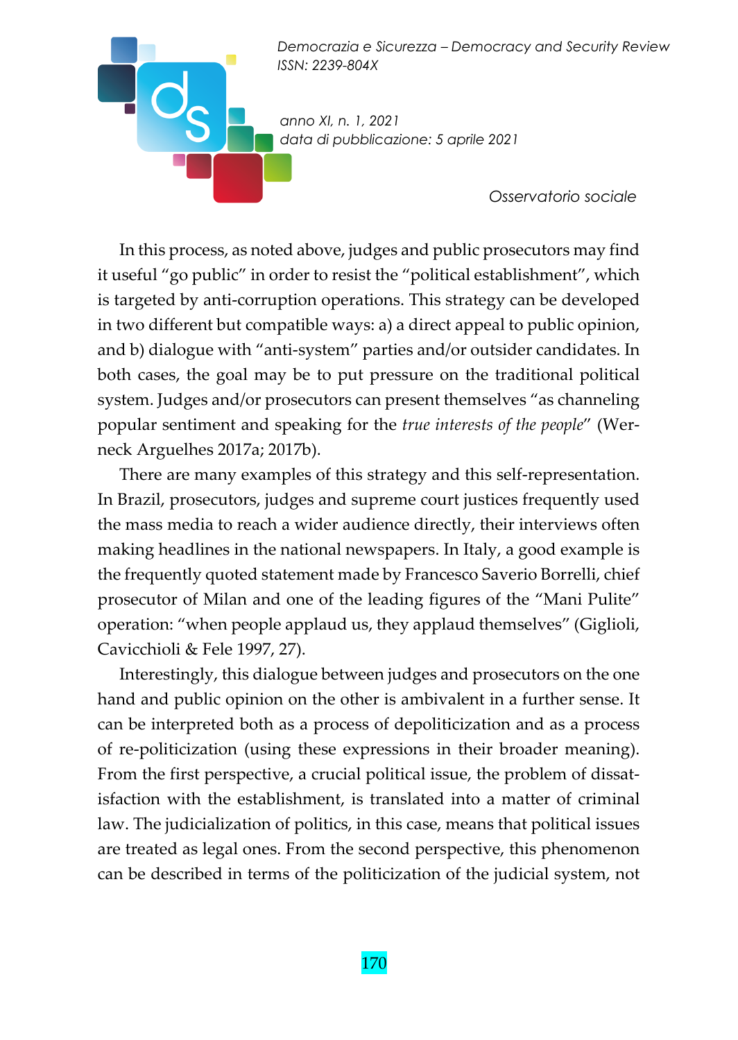In this process, as noted above, judges and public prosecutors may find it useful "go public" in order to resist the "political establishment", which is targeted by anti-corruption operations. This strategy can be developed in two different but compatible ways: a) a direct appeal to public opinion, and b) dialogue with "anti-system" parties and/or outsider candidates. In both cases, the goal may be to put pressure on the traditional political system. Judges and/or prosecutors can present themselves "as channeling popular sentiment and speaking for the *true interests of the people*" (Werneck Arguelhes 2017a; 2017b).

There are many examples of this strategy and this self-representation. In Brazil, prosecutors, judges and supreme court justices frequently used the mass media to reach a wider audience directly, their interviews often making headlines in the national newspapers. In Italy, a good example is the frequently quoted statement made by Francesco Saverio Borrelli, chief prosecutor of Milan and one of the leading figures of the "Mani Pulite" operation: "when people applaud us, they applaud themselves" (Giglioli, Cavicchioli & Fele 1997, 27).

Interestingly, this dialogue between judges and prosecutors on the one hand and public opinion on the other is ambivalent in a further sense. It can be interpreted both as a process of depoliticization and as a process of re-politicization (using these expressions in their broader meaning). From the first perspective, a crucial political issue, the problem of dissatisfaction with the establishment, is translated into a matter of criminal law. The judicialization of politics, in this case, means that political issues are treated as legal ones. From the second perspective, this phenomenon can be described in terms of the politicization of the judicial system, not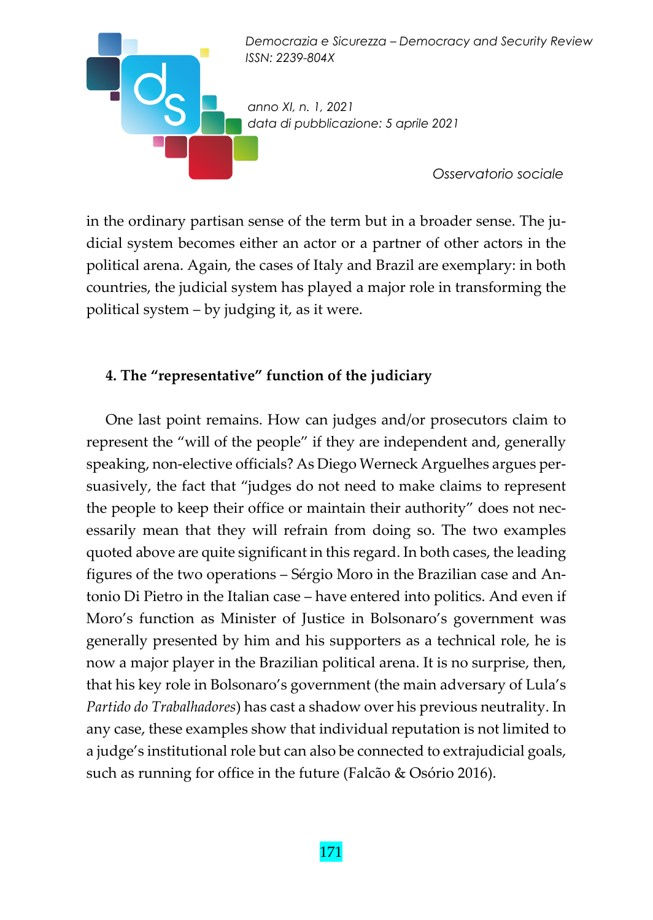in the ordinary partisan sense of the term but in a broader sense. The judicial system becomes either an actor or a partner of other actors in the political arena. Again, the cases of Italy and Brazil are exemplary: in both countries, the judicial system has played a major role in transforming the political system – by judging it, as it were.

## 4. The "representative" function of the judiciary

One last point remains. How can judges and/or prosecutors claim to represent the "will of the people" if they are independent and, generally speaking, non-elective officials? As Diego Werneck Arguelhes argues persuasively, the fact that "judges do not need to make claims to represent the people to keep their office or maintain their authority" does not necessarily mean that they will refrain from doing so. The two examples quoted above are quite significant in this regard. In both cases, the leading figures of the two operations – Sérgio Moro in the Brazilian case and Antonio Di Pietro in the Italian case – have entered into politics. And even if Moro's function as Minister of Justice in Bolsonaro's government was generally presented by him and his supporters as a technical role, he is now a major player in the Brazilian political arena. It is no surprise, then, that his key role in Bolsonaro's government (the main adversary of Lula's *Partido do Trabalhadores*) has cast a shadow over his previous neutrality. In any case, these examples show that individual reputation is not limited to a judge's institutional role but can also be connected to extrajudicial goals, such as running for office in the future (Falcão & Osório 2016).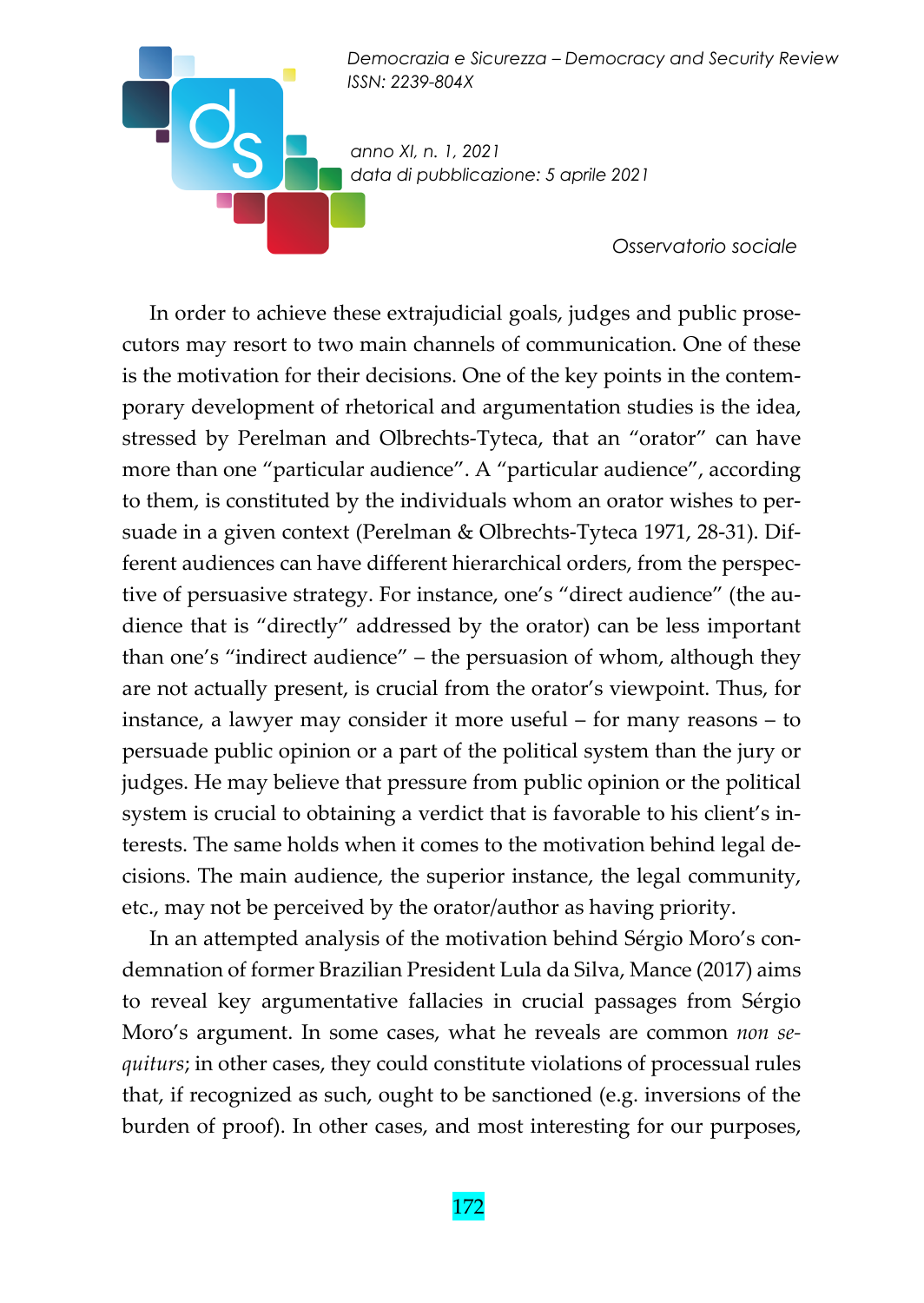In order to achieve these extrajudicial goals, judges and public prosecutors may resort to two main channels of communication. One of these is the motivation for their decisions. One of the key points in the contemporary development of rhetorical and argumentation studies is the idea, stressed by Perelman and Olbrechts-Tyteca, that an "orator" can have more than one "particular audience". A "particular audience", according to them, is constituted by the individuals whom an orator wishes to persuade in a given context (Perelman & Olbrechts-Tyteca 1971, 28-31). Different audiences can have different hierarchical orders, from the perspective of persuasive strategy. For instance, one's "direct audience" (the audience that is "directly" addressed by the orator) can be less important than one's "indirect audience" – the persuasion of whom, although they are not actually present, is crucial from the orator's viewpoint. Thus, for instance, a lawyer may consider it more useful – for many reasons – to persuade public opinion or a part of the political system than the jury or judges. He may believe that pressure from public opinion or the political system is crucial to obtaining a verdict that is favorable to his client's interests. The same holds when it comes to the motivation behind legal decisions. The main audience, the superior instance, the legal community, etc., may not be perceived by the orator/author as having priority.

In an attempted analysis of the motivation behind Sérgio Moro's condemnation of former Brazilian President Lula da Silva, Mance (2017) aims to reveal key argumentative fallacies in crucial passages from Sérgio Moro's argument. In some cases, what he reveals are common *non sequiturs*; in other cases, they could constitute violations of processual rules that, if recognized as such, ought to be sanctioned (e.g. inversions of the burden of proof). In other cases, and most interesting for our purposes,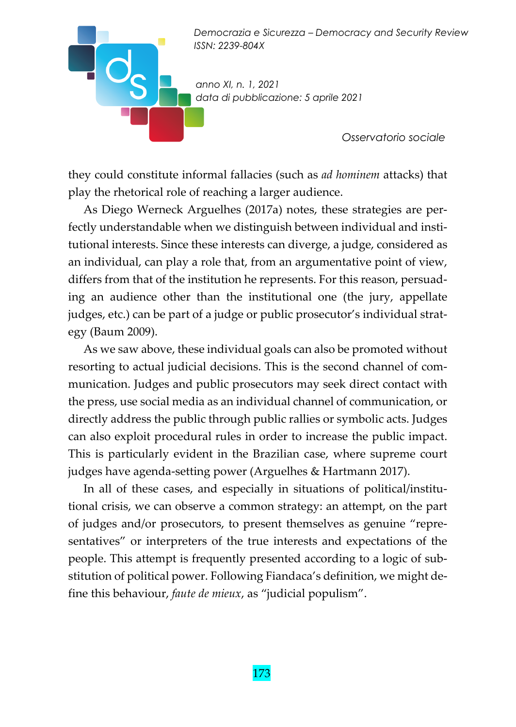they could constitute informal fallacies (such as *ad hominem* attacks) that play the rhetorical role of reaching a larger audience.

As Diego Werneck Arguelhes (2017a) notes, these strategies are perfectly understandable when we distinguish between individual and institutional interests. Since these interests can diverge, a judge, considered as an individual, can play a role that, from an argumentative point of view, differs from that of the institution he represents. For this reason, persuading an audience other than the institutional one (the jury, appellate judges, etc.) can be part of a judge or public prosecutor's individual strategy (Baum 2009).

As we saw above, these individual goals can also be promoted without resorting to actual judicial decisions. This is the second channel of communication. Judges and public prosecutors may seek direct contact with the press, use social media as an individual channel of communication, or directly address the public through public rallies or symbolic acts. Judges can also exploit procedural rules in order to increase the public impact. This is particularly evident in the Brazilian case, where supreme court judges have agenda-setting power (Arguelhes & Hartmann 2017).

In all of these cases, and especially in situations of political/institutional crisis, we can observe a common strategy: an attempt, on the part of judges and/or prosecutors, to present themselves as genuine "representatives" or interpreters of the true interests and expectations of the people. This attempt is frequently presented according to a logic of substitution of political power. Following Fiandaca's definition, we might define this behaviour, *faute de mieux*, as "judicial populism".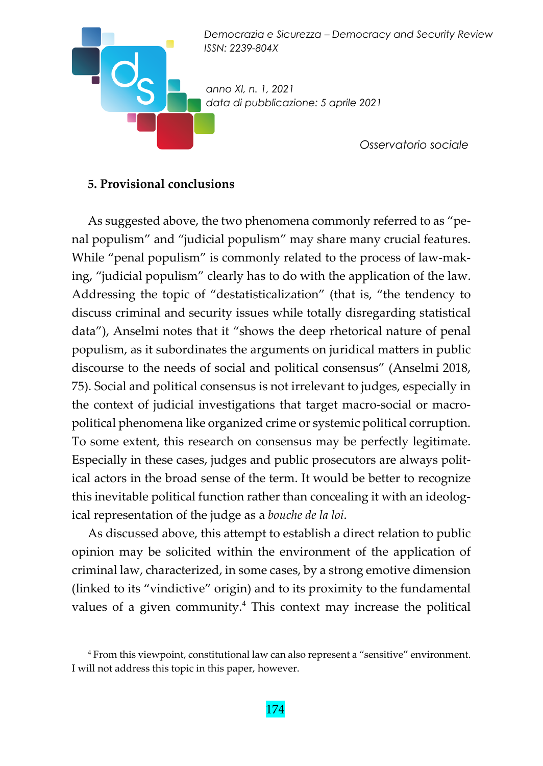## 5. Provisional conclusions

As suggested above, the two phenomena commonly referred to as "penal populism" and "judicial populism" may share many crucial features. While "penal populism" is commonly related to the process of law-making, "judicial populism" clearly has to do with the application of the law. Addressing the topic of "destatisticalization" (that is, "the tendency to discuss criminal and security issues while totally disregarding statistical data"), Anselmi notes that it "shows the deep rhetorical nature of penal populism, as it subordinates the arguments on juridical matters in public discourse to the needs of social and political consensus" (Anselmi 2018, 75). Social and political consensus is not irrelevant to judges, especially in the context of judicial investigations that target macro-social or macro-political phenomena like organized crime or systemic political corruption. To some extent, this research on consensus may be perfectly legitimate. Especially in these cases, judges and public prosecutors are always political actors in the broad sense of the term. It would be better to recognize this inevitable political function rather than concealing it with an ideological representation of the judge as a *bouche de la loi*.

As discussed above, this attempt to establish a direct relation to public opinion may be solicited within the environment of the application of criminal law, characterized, in some cases, by a strong emotive dimension (linked to its "vindictive" origin) and to its proximity to the fundamental values of a given community.[4] This context may increase the political

[4] From this viewpoint, constitutional law can also represent a "sensitive" environment. I will not address this topic in this paper, however.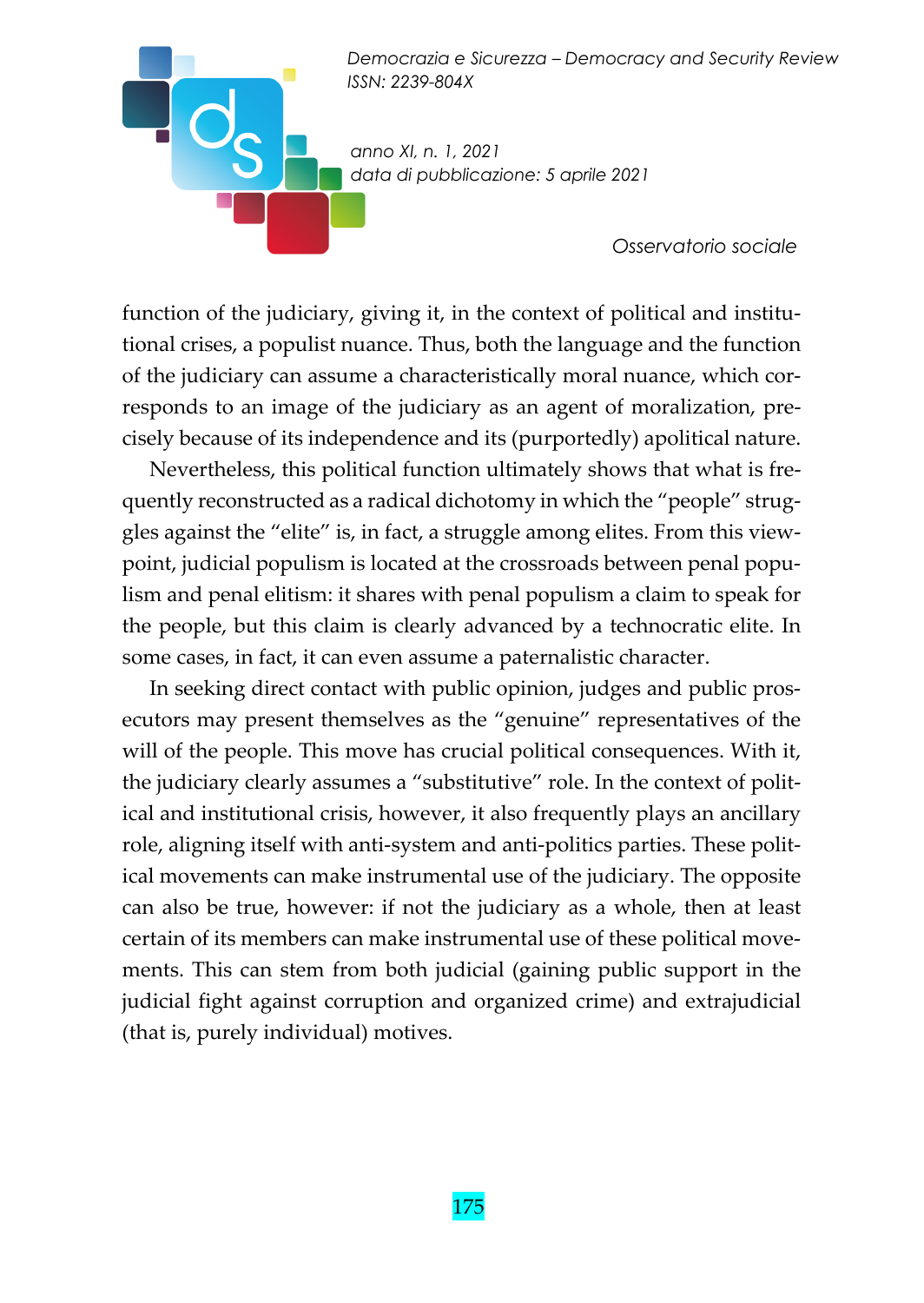function of the judiciary, giving it, in the context of political and institutional crises, a populist nuance. Thus, both the language and the function of the judiciary can assume a characteristically moral nuance, which corresponds to an image of the judiciary as an agent of moralization, precisely because of its independence and its (purportedly) apolitical nature.

Nevertheless, this political function ultimately shows that what is frequently reconstructed as a radical dichotomy in which the "people" struggles against the "elite" is, in fact, a struggle among elites. From this viewpoint, judicial populism is located at the crossroads between penal populism and penal elitism: it shares with penal populism a claim to speak for the people, but this claim is clearly advanced by a technocratic elite. In some cases, in fact, it can even assume a paternalistic character.

In seeking direct contact with public opinion, judges and public prosecutors may present themselves as the "genuine" representatives of the will of the people. This move has crucial political consequences. With it, the judiciary clearly assumes a "substitutive" role. In the context of political and institutional crisis, however, it also frequently plays an ancillary role, aligning itself with anti-system and anti-politics parties. These political movements can make instrumental use of the judiciary. The opposite can also be true, however: if not the judiciary as a whole, then at least certain of its members can make instrumental use of these political movements. This can stem from both judicial (gaining public support in the judicial fight against corruption and organized crime) and extrajudicial (that is, purely individual) motives.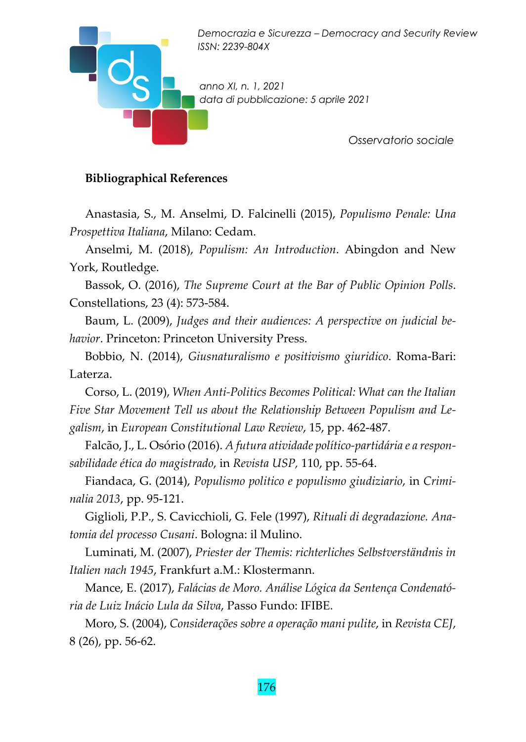**Bibliographical References**

Anastasia, S., M. Anselmi, D. Falcinelli (2015), *Populismo Penale: Una Prospettiva Italiana*, Milano: Cedam.

Anselmi, M. (2018), *Populism: An Introduction*. Abingdon and New York, Routledge.

Bassok, O. (2016), *The Supreme Court at the Bar of Public Opinion Polls.* Constellations, 23 (4): 573-584.

Baum, L. (2009), *Judges and their audiences: A perspective on judicial behavior*. Princeton: Princeton University Press.

Bobbio, N. (2014), *Giusnaturalismo e positivismo giuridico*. Roma-Bari: Laterza.

Corso, L. (2019), *When Anti-Politics Becomes Political: What can the Italian Five Star Movement Tell us about the Relationship Between Populism and Legalism*, in *European Constitutional Law Review*, 15, pp. 462-487.

Falcão, J., L. Osório (2016). *A futura atividade político-partidária e a responsabilidade ética do magistrado*, in *Revista USP,* 110, pp. 55-64.

Fiandaca, G. (2014), *Populismo politico e populismo giudiziario*, in *Criminalia 2013*, pp. 95-121.

Giglioli, P.P., S. Cavicchioli, G. Fele (1997), *Rituali di degradazione. Anatomia del processo Cusani*. Bologna: il Mulino.

Luminati, M. (2007), *Priester der Themis: richterliches Selbstverständnis in Italien nach 1945*, Frankfurt a.M.: Klostermann.

Mance, E. (2017), *Falácias de Moro. Análise Lógica da Sentença Condenatória de Luiz Inácio Lula da Silva*, Passo Fundo: IFIBE.

Moro, S. (2004), *Considerações sobre a operação mani pulite*, in *Revista CEJ*, 8 (26), pp. 56-62.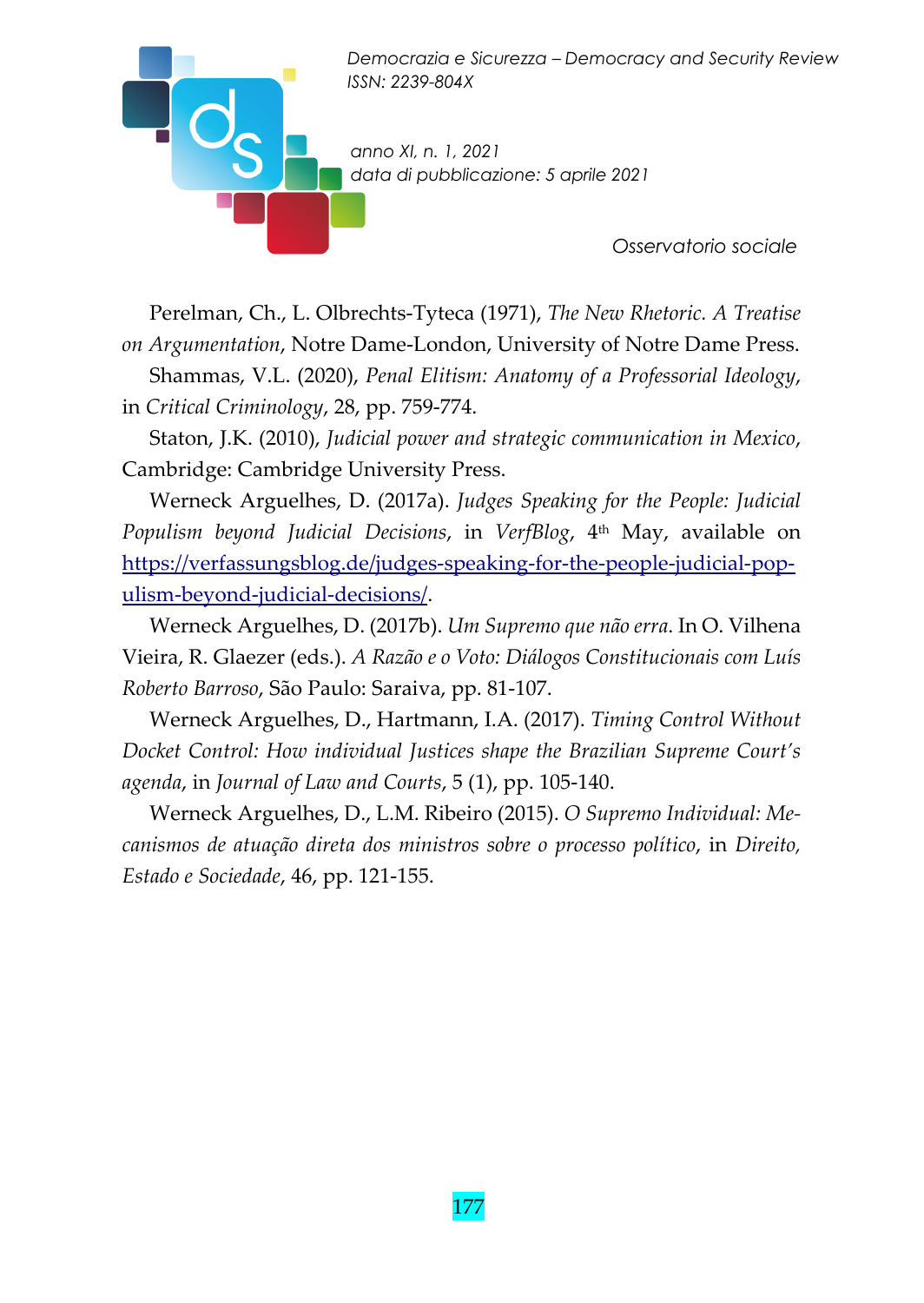Perelman, Ch., L. Olbrechts-Tyteca (1971), *The New Rhetoric. A Treatise on Argumentation*, Notre Dame-London, University of Notre Dame Press.

Shammas, V.L. (2020), *Penal Elitism: Anatomy of a Professorial Ideology*, in *Critical Criminology*, 28, pp. 759-774.

Staton, J.K. (2010), *Judicial power and strategic communication in Mexico*, Cambridge: Cambridge University Press.

Werneck Arguelhes, D. (2017a). *Judges Speaking for the People: Judicial Populism beyond Judicial Decisions*, in *VerfBlog*, 4th May, available on https://verfassungsblog.de/judges-speaking-for-the-people-judicial-populism-beyond-judicial-decisions/.

Werneck Arguelhes, D. (2017b). *Um Supremo que não erra*. In O. Vilhena Vieira, R. Glaezer (eds.). *A Razão e o Voto: Diálogos Constitucionais com Luís Roberto Barroso*, São Paulo: Saraiva, pp. 81-107.

Werneck Arguelhes, D., Hartmann, I.A. (2017). *Timing Control Without Docket Control: How individual Justices shape the Brazilian Supreme Court's agenda*, in *Journal of Law and Courts*, 5 (1), pp. 105-140.

Werneck Arguelhes, D., L.M. Ribeiro (2015). *O Supremo Individual: Mecanismos de atuação direta dos ministros sobre o processo político*, in *Direito, Estado e Sociedade*, 46, pp. 121-155.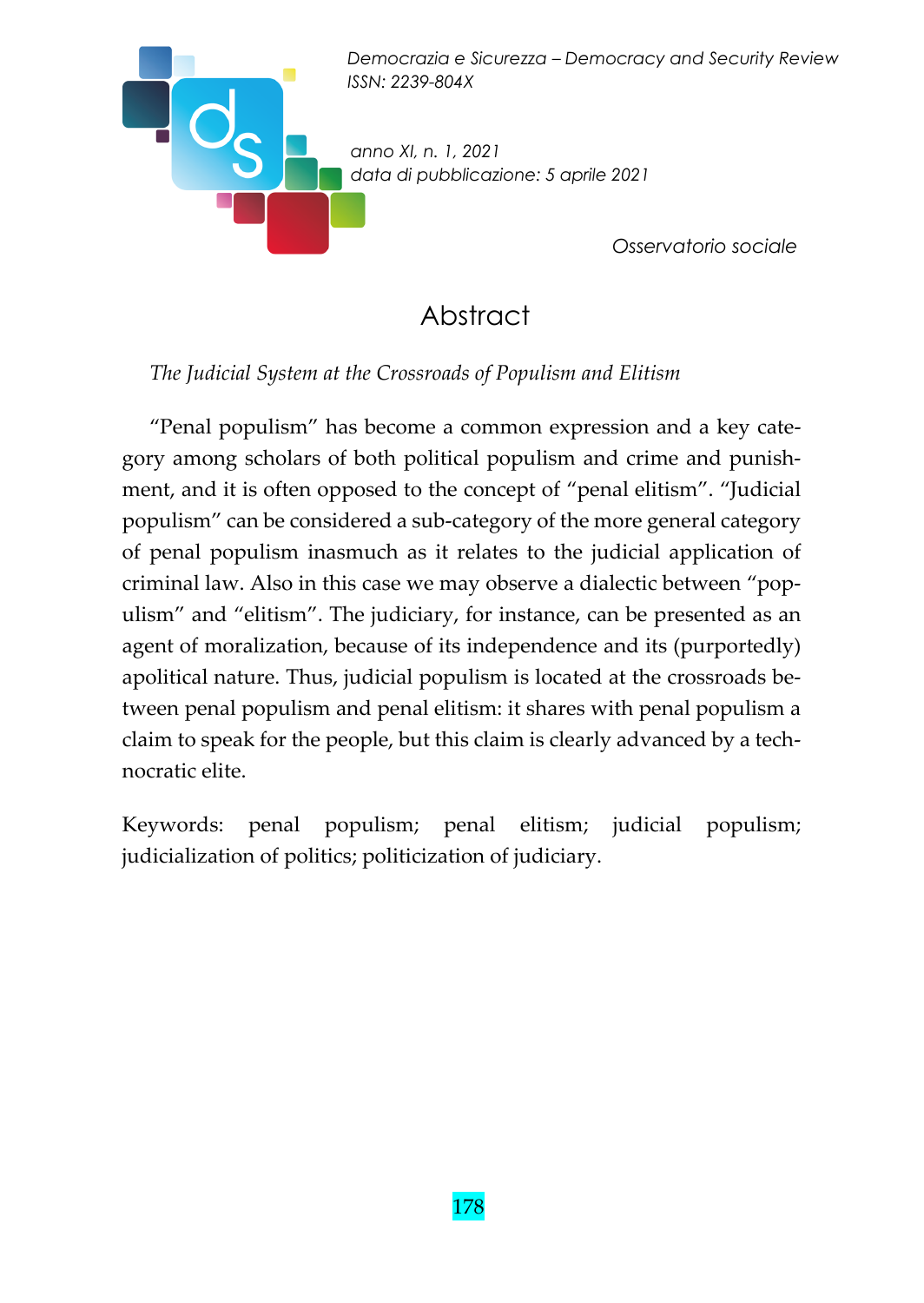# Abstract

*The Judicial System at the Crossroads of Populism and Elitism*

"Penal populism" has become a common expression and a key category among scholars of both political populism and crime and punishment, and it is often opposed to the concept of "penal elitism". "Judicial populism" can be considered a sub-category of the more general category of penal populism inasmuch as it relates to the judicial application of criminal law. Also in this case we may observe a dialectic between "populism" and "elitism". The judiciary, for instance, can be presented as an agent of moralization, because of its independence and its (purportedly) apolitical nature. Thus, judicial populism is located at the crossroads between penal populism and penal elitism: it shares with penal populism a claim to speak for the people, but this claim is clearly advanced by a technocratic elite.

Keywords: penal populism; penal elitism; judicial populism; judicialization of politics; politicization of judiciary.